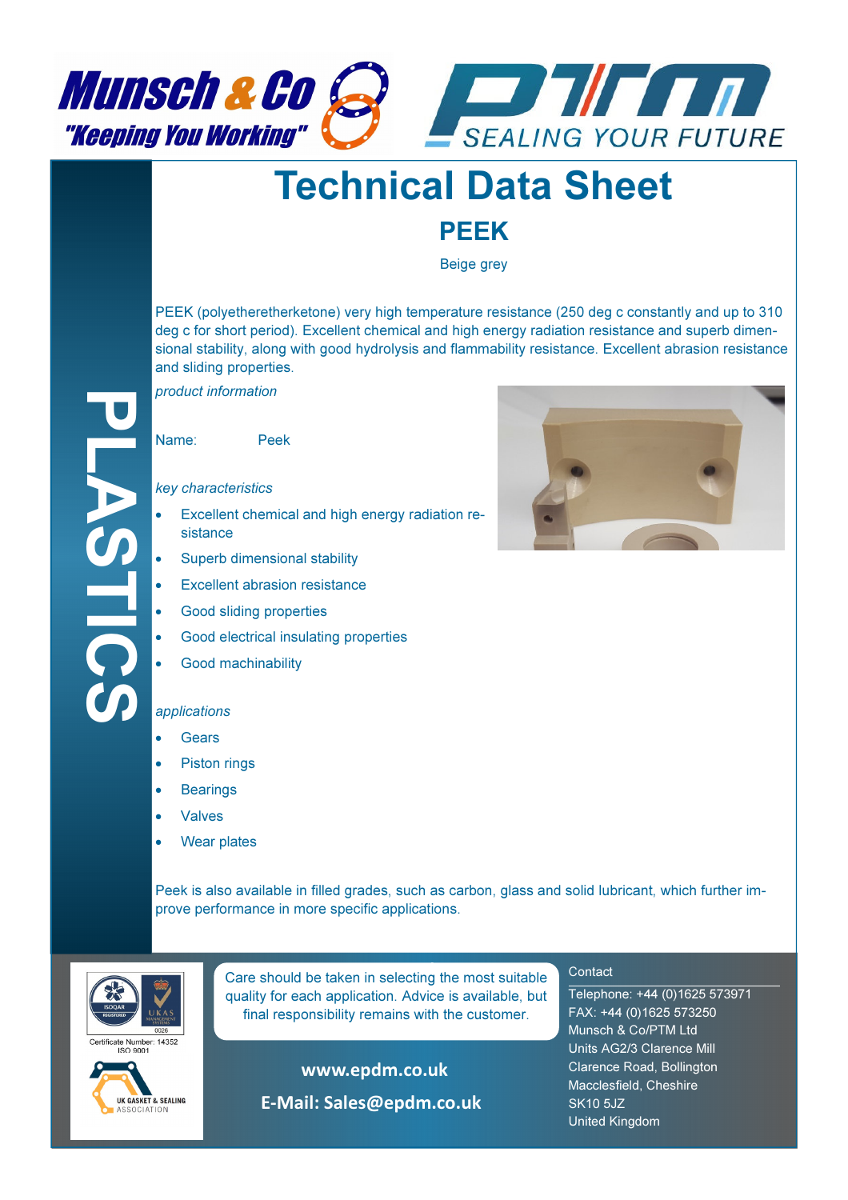Munsch & Co "Keeping You Working"

PTM SEALING YOUR FUTURE

# Technical Data Sheet

## PEEK

Beige grey

PLASTICS

PEEK (polyetheretherketone) very high temperature resistance (250 deg c constantly and up to 310 deg c for short period). Excellent chemical and high energy radiation resistance and superb dimensional stability, along with good hydrolysis and flammability resistance. Excellent abrasion resistance and sliding properties.

*product information*

Name: Peek

*key characteristics*

- Excellent chemical and high energy radiation resistance
- Superb dimensional stability
- Excellent abrasion resistance
- Good sliding properties
- Good electrical insulating properties
- Good machinability

*applications*

- Gears
- Piston rings
- Bearings
- Valves
- Wear plates

Peek is also available in filled grades, such as carbon, glass and solid lubricant, which further improve performance in more specific applications.

Certificate Number: 14352 ISO 9001

UK GASKET & SEALING ASSOCIATION

Care should be taken in selecting the most suitable quality for each application. Advice is available, but final responsibility remains with the customer.

**www.epdm.co.uk**

**E-Mail: Sales@epdm.co.uk**

Contact

Telephone: +44 (0)1625 573971
FAX: +44 (0)1625 573250
Munsch & Co/PTM Ltd
Units AG2/3 Clarence Mill
Clarence Road, Bollington
Macclesfield, Cheshire
SK10 5JZ
United Kingdom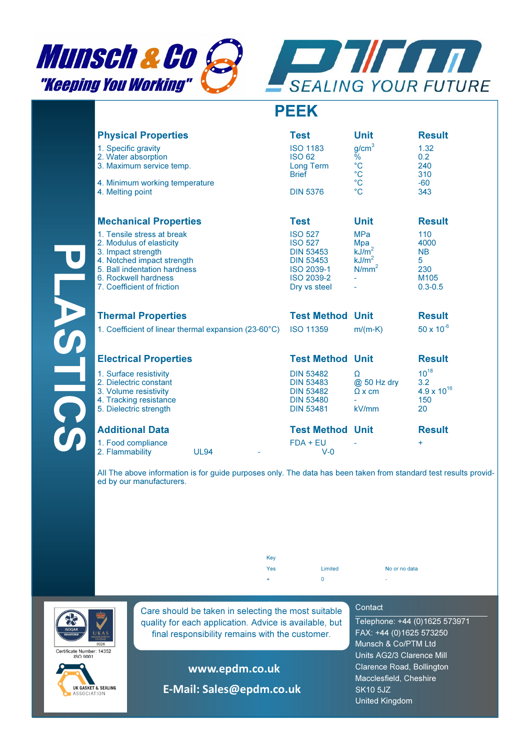Munsch & Co
"Keeping You Working"

PTM
SEALING YOUR FUTURE

# PEEK

PLASTICS

| Physical Properties | Test | Unit | Result |
|---|---|---|---|
| 1. Specific gravity | ISO 1183 | g/cm$^3$ | 1.32 |
| 2. Water absorption | ISO 62 | % | 0.2 |
| 3. Maximum service temp. | Long Term | °C | 240 |
| | Brief | °C | 310 |
| 4. Minimum working temperature | | °C | -60 |
| 4. Melting point | DIN 5376 | °C | 343 |

| Mechanical Properties | Test | Unit | Result |
|---|---|---|---|
| 1. Tensile stress at break | ISO 527 | MPa | 110 |
| 2. Modulus of elasticity | ISO 527 | Mpa | 4000 |
| 3. Impact strength | DIN 53453 | kJ/m$^2$ | NB |
| 4. Notched impact strength | DIN 53453 | kJ/m$^2$ | 5 |
| 5. Ball indentation hardness | ISO 2039-1 | N/mm$^2$ | 230 |
| 6. Rockwell hardness | ISO 2039-2 | - | M105 |
| 7. Coefficient of friction | Dry vs steel | - | 0.3-0.5 |

| Thermal Properties | Test Method | Unit | Result |
|---|---|---|---|
| 1. Coefficient of linear thermal expansion (23-60°C) | ISO 11359 | m/(m-K) | $50 \times 10^{-6}$ |

| Electrical Properties | Test Method | Unit | Result |
|---|---|---|---|
| 1. Surface resistivity | DIN 53482 | Ω | $10^{18}$ |
| 2. Dielectric constant | DIN 53483 | @ 50 Hz dry | 3.2 |
| 3. Volume resistivity | DIN 53482 | Ω x cm | $4.9 \times 10^{16}$ |
| 4. Tracking resistance | DIN 53480 | - | 150 |
| 5. Dielectric strength | DIN 53481 | kV/mm | 20 |

| Additional Data | Test Method | Unit | Result |
|---|---|---|---|
| 1. Food compliance | FDA + EU | - | + |
| 2. Flammability | UL94 | - | V-0 |

All The above information is for guide purposes only. The data has been taken from standard test results provided by our manufacturers.

Key

| Yes | Limited | No or no data |
|---|---|---|
| + | 0 | - |

Certificate Number: 14352
ISO 9001

UK GASKET & SEALING ASSOCIATION

Care should be taken in selecting the most suitable quality for each application. Advice is available, but final responsibility remains with the customer.

www.epdm.co.uk

E-Mail: Sales@epdm.co.uk

Contact

Telephone: +44 (0)1625 573971
FAX: +44 (0)1625 573250
Munsch & Co/PTM Ltd
Units AG2/3 Clarence Mill
Clarence Road, Bollington
Macclesfield, Cheshire
SK10 5JZ
United Kingdom